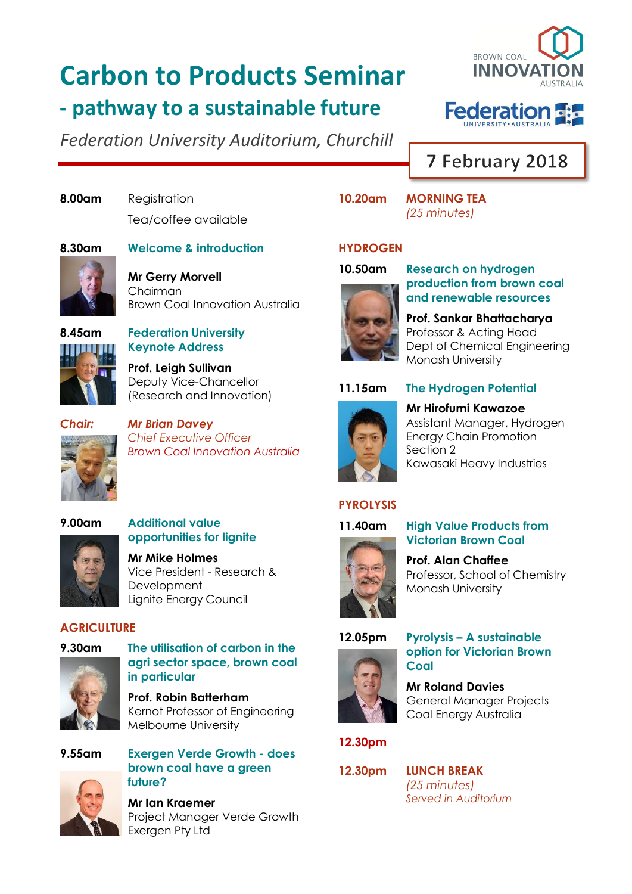# Carbon to Products Seminar

## - pathway to a sustainable future

*Federation University Auditorium, Churchill*

BROWN COAL INNOVATION AUSTRALIA

Federation UNIVERSITY • AUSTRALIA

**7 February 2018**

**8.00am** Registration

Tea/coffee available

**8.30am** **Welcome & introduction**

**Mr Gerry Morvell**
Chairman
Brown Coal Innovation Australia

**8.45am** **Federation University Keynote Address**

**Prof. Leigh Sullivan**
Deputy Vice-Chancellor
(Research and Innovation)

*Chair:* ***Mr Brian Davey***
*Chief Executive Officer*
*Brown Coal Innovation Australia*

**9.00am** **Additional value opportunities for lignite**

**Mr Mike Holmes**
Vice President - Research & Development
Lignite Energy Council

### AGRICULTURE

**9.30am** **The utilisation of carbon in the agri sector space, brown coal in particular**

**Prof. Robin Batterham**
Kernot Professor of Engineering
Melbourne University

**9.55am** **Exergen Verde Growth - does brown coal have a green future?**

**Mr Ian Kraemer**
Project Manager Verde Growth
Exergen Pty Ltd

**10.20am** **MORNING TEA**
*(25 minutes)*

### HYDROGEN

**10.50am** **Research on hydrogen production from brown coal and renewable resources**

**Prof. Sankar Bhattacharya**
Professor & Acting Head
Dept of Chemical Engineering
Monash University

**11.15am** **The Hydrogen Potential**

**Mr Hirofumi Kawazoe**
Assistant Manager, Hydrogen Energy Chain Promotion Section 2
Kawasaki Heavy Industries

### PYROLYSIS

**11.40am** **High Value Products from Victorian Brown Coal**

**Prof. Alan Chaffee**
Professor, School of Chemistry
Monash University

**12.05pm** **Pyrolysis – A sustainable option for Victorian Brown Coal**

**Mr Roland Davies**
General Manager Projects
Coal Energy Australia

**12.30pm**

**12.30pm** **LUNCH BREAK**
*(25 minutes)*
*Served in Auditorium*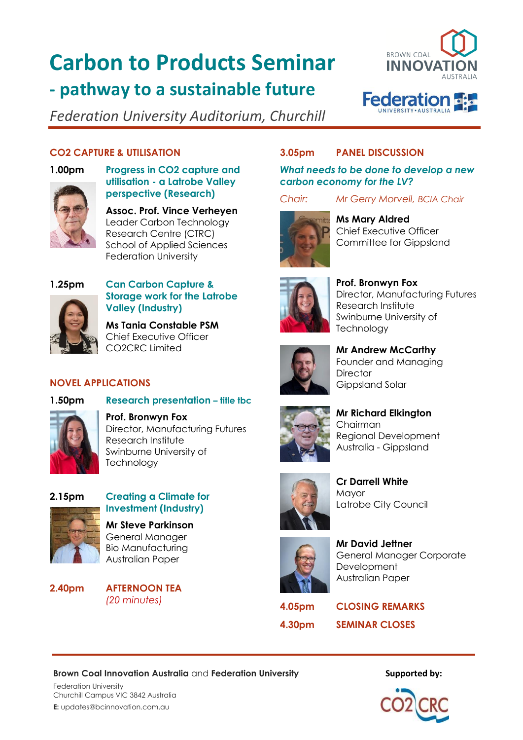# Carbon to Products Seminar

## - pathway to a sustainable future

*Federation University Auditorium, Churchill*

### CO2 CAPTURE & UTILISATION

**1.00pm** **Progress in CO2 capture and utilisation - a Latrobe Valley perspective (Research)**

**Assoc. Prof. Vince Verheyen**
Leader Carbon Technology Research Centre (CTRC)
School of Applied Sciences
Federation University

**1.25pm** **Can Carbon Capture & Storage work for the Latrobe Valley (Industry)**

**Ms Tania Constable PSM**
Chief Executive Officer
CO2CRC Limited

### NOVEL APPLICATIONS

**1.50pm** **Research presentation – title tbc**

**Prof. Bronwyn Fox**
Director, Manufacturing Futures Research Institute
Swinburne University of Technology

**2.15pm** **Creating a Climate for Investment (Industry)**

**Mr Steve Parkinson**
General Manager
Bio Manufacturing
Australian Paper

**2.40pm** **AFTERNOON TEA**
*(20 minutes)*

### 3.05pm PANEL DISCUSSION

***What needs to be done to develop a new carbon economy for the LV?***

*Chair:* *Mr Gerry Morvell, BCIA Chair*

**Ms Mary Aldred**
Chief Executive Officer
Committee for Gippsland

**Prof. Bronwyn Fox**
Director, Manufacturing Futures Research Institute
Swinburne University of Technology

**Mr Andrew McCarthy**
Founder and Managing Director
Gippsland Solar

**Mr Richard Elkington**
Chairman
Regional Development Australia - Gippsland

**Cr Darrell White**
Mayor
Latrobe City Council

**Mr David Jettner**
General Manager Corporate Development
Australian Paper

**4.05pm** **CLOSING REMARKS**

**4.30pm** **SEMINAR CLOSES**

---

**Brown Coal Innovation Australia** and **Federation University**

Federation University
Churchill Campus VIC 3842 Australia
**E:** updates@bcinnovation.com.au

**Supported by:**